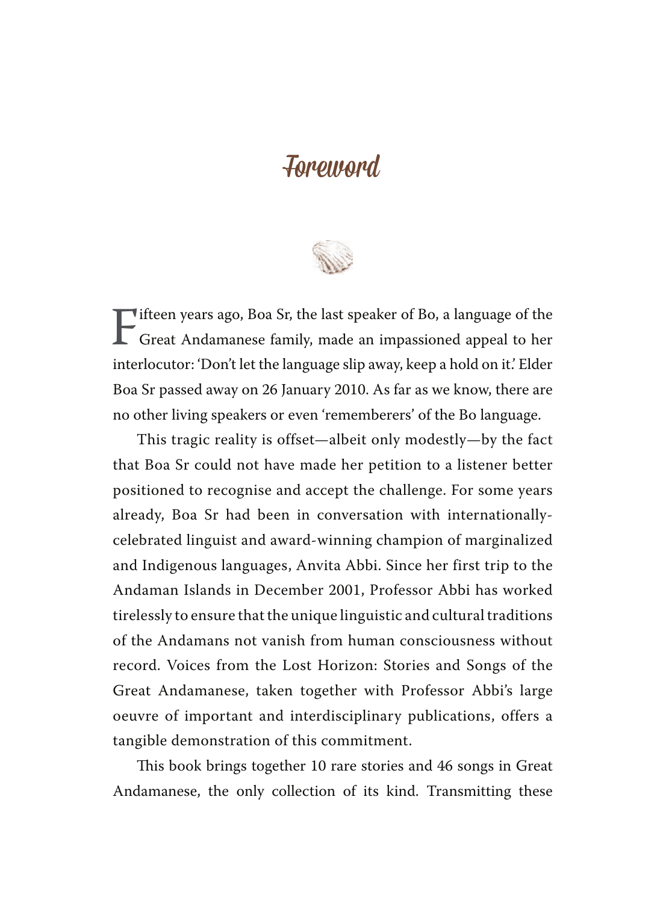# Foreword

Fifteen years ago, Boa Sr, the last speaker of Bo, a language of the Great Andamanese family, made an impassioned appeal to her interlocutor: 'Don't let the language slip away, keep a hold on it.' Elder Boa Sr passed away on 26 January 2010. As far as we know, there are no other living speakers or even 'rememberers' of the Bo language.

This tragic reality is offset—albeit only modestly—by the fact that Boa Sr could not have made her petition to a listener better positioned to recognise and accept the challenge. For some years already, Boa Sr had been in conversation with internationally-celebrated linguist and award-winning champion of marginalized and Indigenous languages, Anvita Abbi. Since her first trip to the Andaman Islands in December 2001, Professor Abbi has worked tirelessly to ensure that the unique linguistic and cultural traditions of the Andamans not vanish from human consciousness without record. Voices from the Lost Horizon: Stories and Songs of the Great Andamanese, taken together with Professor Abbi's large oeuvre of important and interdisciplinary publications, offers a tangible demonstration of this commitment.

This book brings together 10 rare stories and 46 songs in Great Andamanese, the only collection of its kind. Transmitting these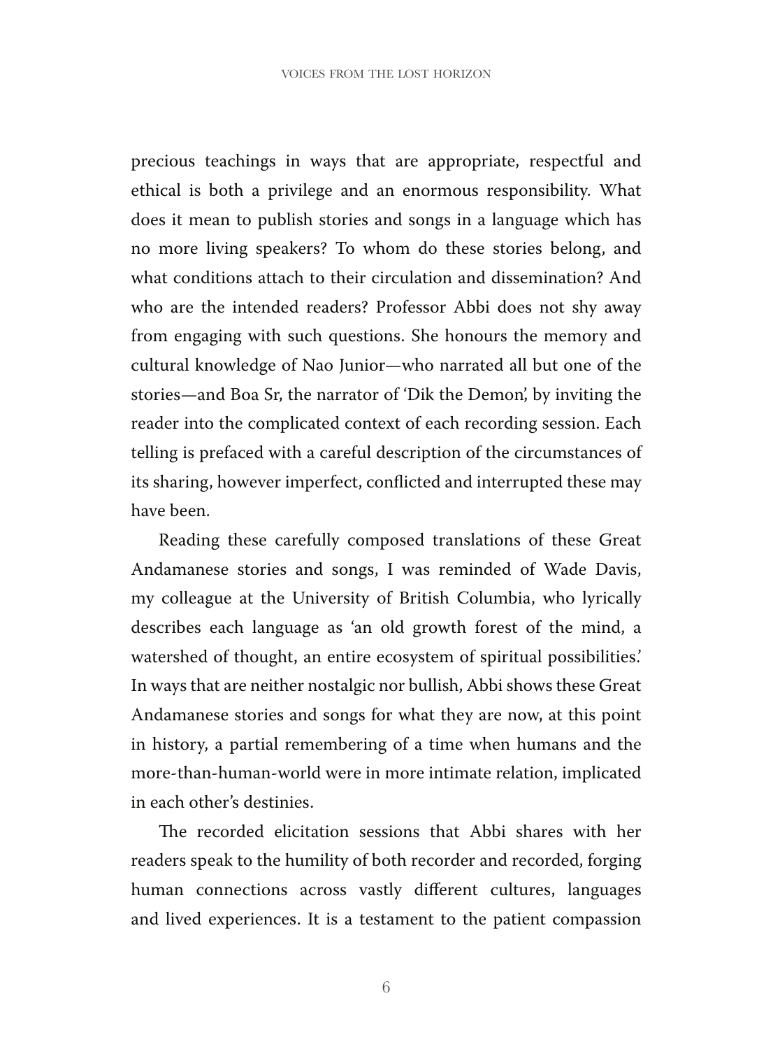precious teachings in ways that are appropriate, respectful and ethical is both a privilege and an enormous responsibility. What does it mean to publish stories and songs in a language which has no more living speakers? To whom do these stories belong, and what conditions attach to their circulation and dissemination? And who are the intended readers? Professor Abbi does not shy away from engaging with such questions. She honours the memory and cultural knowledge of Nao Junior—who narrated all but one of the stories—and Boa Sr, the narrator of 'Dik the Demon', by inviting the reader into the complicated context of each recording session. Each telling is prefaced with a careful description of the circumstances of its sharing, however imperfect, conflicted and interrupted these may have been.

Reading these carefully composed translations of these Great Andamanese stories and songs, I was reminded of Wade Davis, my colleague at the University of British Columbia, who lyrically describes each language as 'an old growth forest of the mind, a watershed of thought, an entire ecosystem of spiritual possibilities.' In ways that are neither nostalgic nor bullish, Abbi shows these Great Andamanese stories and songs for what they are now, at this point in history, a partial remembering of a time when humans and the more-than-human-world were in more intimate relation, implicated in each other's destinies.

The recorded elicitation sessions that Abbi shares with her readers speak to the humility of both recorder and recorded, forging human connections across vastly different cultures, languages and lived experiences. It is a testament to the patient compassion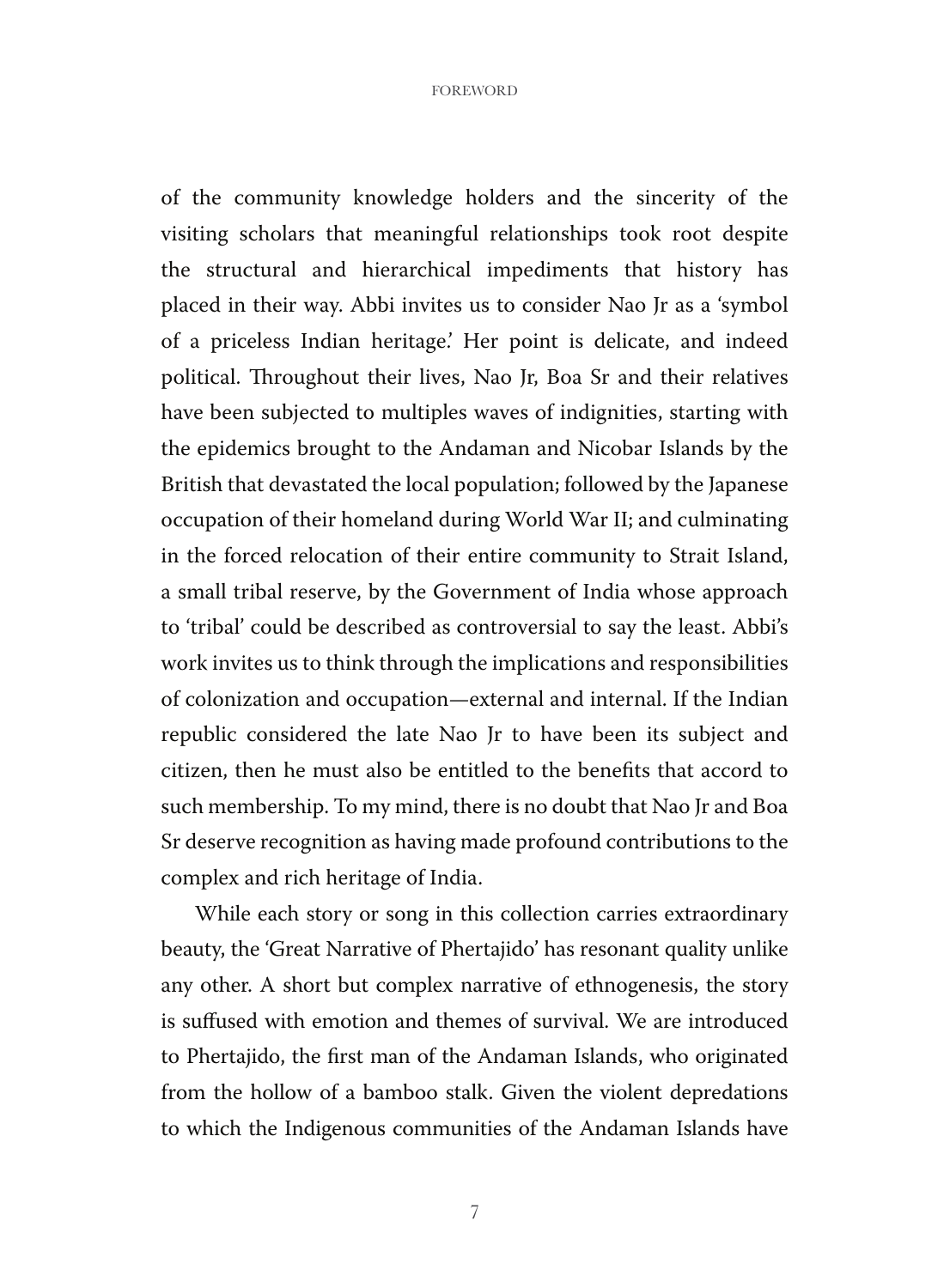of the community knowledge holders and the sincerity of the visiting scholars that meaningful relationships took root despite the structural and hierarchical impediments that history has placed in their way. Abbi invites us to consider Nao Jr as a 'symbol of a priceless Indian heritage.' Her point is delicate, and indeed political. Throughout their lives, Nao Jr, Boa Sr and their relatives have been subjected to multiples waves of indignities, starting with the epidemics brought to the Andaman and Nicobar Islands by the British that devastated the local population; followed by the Japanese occupation of their homeland during World War II; and culminating in the forced relocation of their entire community to Strait Island, a small tribal reserve, by the Government of India whose approach to 'tribal' could be described as controversial to say the least. Abbi's work invites us to think through the implications and responsibilities of colonization and occupation—external and internal. If the Indian republic considered the late Nao Jr to have been its subject and citizen, then he must also be entitled to the benefits that accord to such membership. To my mind, there is no doubt that Nao Jr and Boa Sr deserve recognition as having made profound contributions to the complex and rich heritage of India.

While each story or song in this collection carries extraordinary beauty, the 'Great Narrative of Phertajido' has resonant quality unlike any other. A short but complex narrative of ethnogenesis, the story is suffused with emotion and themes of survival. We are introduced to Phertajido, the first man of the Andaman Islands, who originated from the hollow of a bamboo stalk. Given the violent depredations to which the Indigenous communities of the Andaman Islands have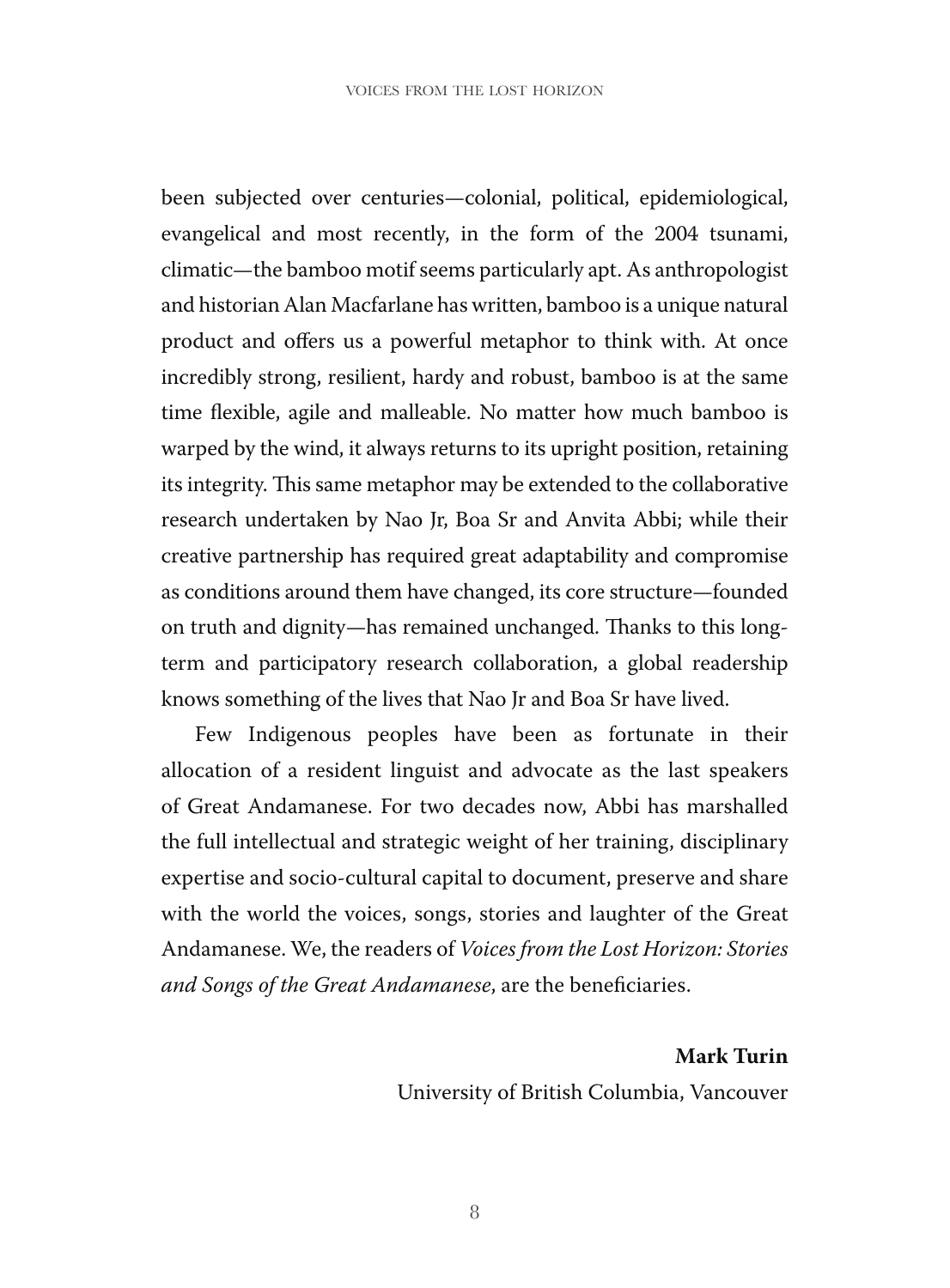been subjected over centuries—colonial, political, epidemiological, evangelical and most recently, in the form of the 2004 tsunami, climatic—the bamboo motif seems particularly apt. As anthropologist and historian Alan Macfarlane has written, bamboo is a unique natural product and offers us a powerful metaphor to think with. At once incredibly strong, resilient, hardy and robust, bamboo is at the same time flexible, agile and malleable. No matter how much bamboo is warped by the wind, it always returns to its upright position, retaining its integrity. This same metaphor may be extended to the collaborative research undertaken by Nao Jr, Boa Sr and Anvita Abbi; while their creative partnership has required great adaptability and compromise as conditions around them have changed, its core structure—founded on truth and dignity—has remained unchanged. Thanks to this long-term and participatory research collaboration, a global readership knows something of the lives that Nao Jr and Boa Sr have lived.

Few Indigenous peoples have been as fortunate in their allocation of a resident linguist and advocate as the last speakers of Great Andamanese. For two decades now, Abbi has marshalled the full intellectual and strategic weight of her training, disciplinary expertise and socio-cultural capital to document, preserve and share with the world the voices, songs, stories and laughter of the Great Andamanese. We, the readers of *Voices from the Lost Horizon: Stories and Songs of the Great Andamanese*, are the beneficiaries.

**Mark Turin**

University of British Columbia, Vancouver